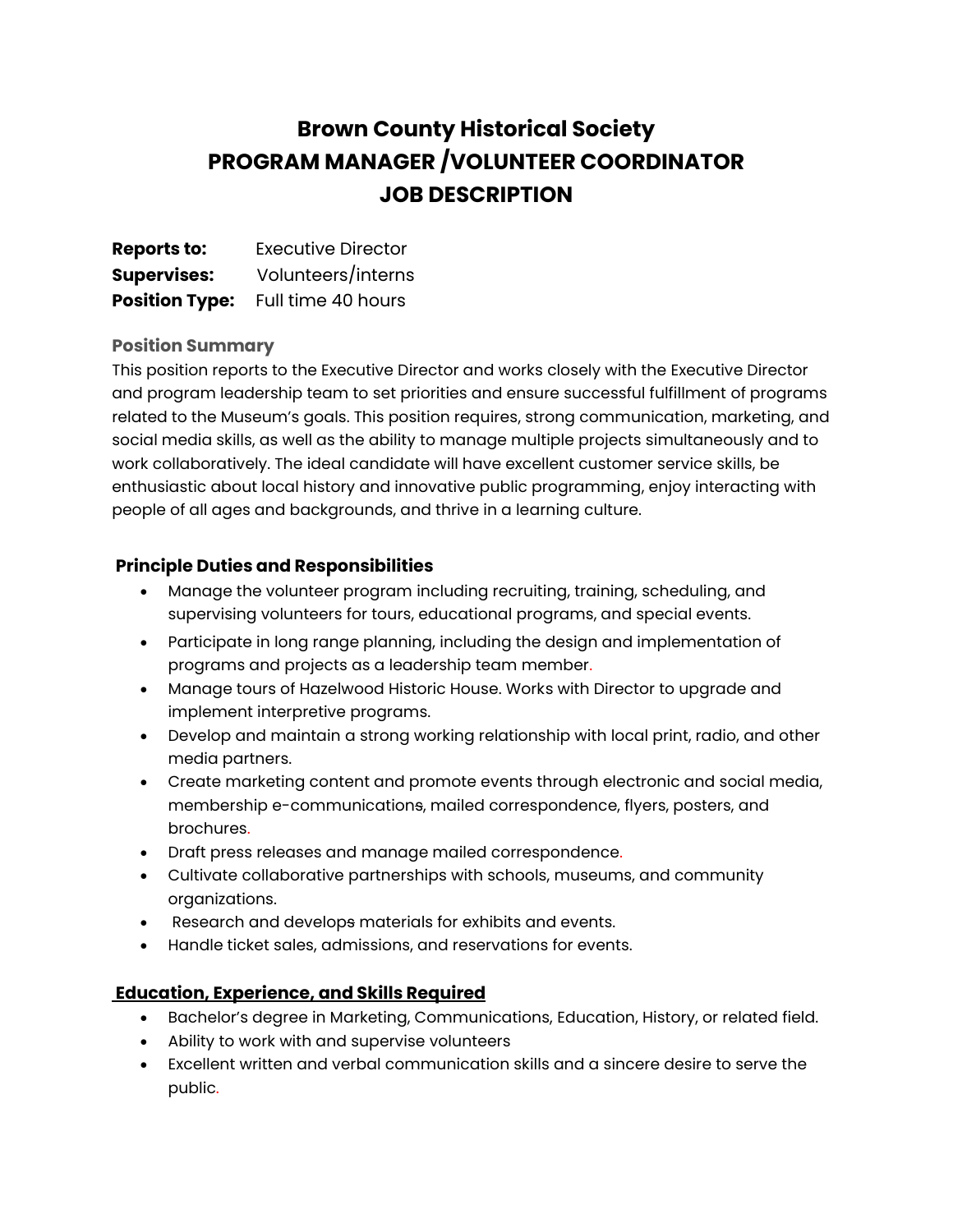# Brown County Historical Society
# PROGRAM MANAGER /VOLUNTEER COORDINATOR
# JOB DESCRIPTION

**Reports to:** Executive Director
**Supervises:** Volunteers/interns
**Position Type:** Full time 40 hours

### Position Summary

This position reports to the Executive Director and works closely with the Executive Director and program leadership team to set priorities and ensure successful fulfillment of programs related to the Museum's goals. This position requires, strong communication, marketing, and social media skills, as well as the ability to manage multiple projects simultaneously and to work collaboratively. The ideal candidate will have excellent customer service skills, be enthusiastic about local history and innovative public programming, enjoy interacting with people of all ages and backgrounds, and thrive in a learning culture.

## Principle Duties and Responsibilities

- Manage the volunteer program including recruiting, training, scheduling, and supervising volunteers for tours, educational programs, and special events.
- Participate in long range planning, including the design and implementation of programs and projects as a leadership team member.
- Manage tours of Hazelwood Historic House. Works with Director to upgrade and implement interpretive programs.
- Develop and maintain a strong working relationship with local print, radio, and other media partners.
- Create marketing content and promote events through electronic and social media, membership e-communications, mailed correspondence, flyers, posters, and brochures.
- Draft press releases and manage mailed correspondence.
- Cultivate collaborative partnerships with schools, museums, and community organizations.
- Research and develops materials for exhibits and events.
- Handle ticket sales, admissions, and reservations for events.

## Education, Experience, and Skills Required

- Bachelor's degree in Marketing, Communications, Education, History, or related field.
- Ability to work with and supervise volunteers
- Excellent written and verbal communication skills and a sincere desire to serve the public.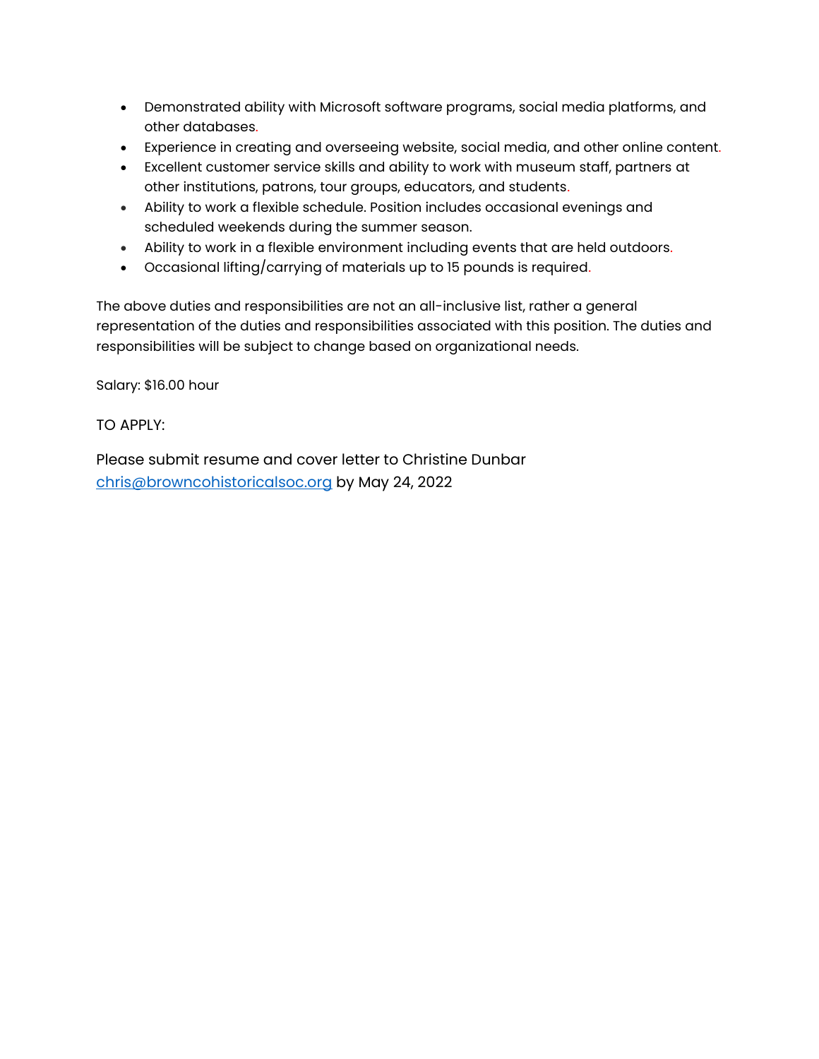- Demonstrated ability with Microsoft software programs, social media platforms, and other databases.
- Experience in creating and overseeing website, social media, and other online content.
- Excellent customer service skills and ability to work with museum staff, partners at other institutions, patrons, tour groups, educators, and students.
- Ability to work a flexible schedule. Position includes occasional evenings and scheduled weekends during the summer season.
- Ability to work in a flexible environment including events that are held outdoors.
- Occasional lifting/carrying of materials up to 15 pounds is required.

The above duties and responsibilities are not an all-inclusive list, rather a general representation of the duties and responsibilities associated with this position. The duties and responsibilities will be subject to change based on organizational needs.

Salary: $16.00 hour

TO APPLY:

Please submit resume and cover letter to Christine Dunbar [chris@browncohistoricalsoc.org](mailto:chris@browncohistoricalsoc.org) by May 24, 2022